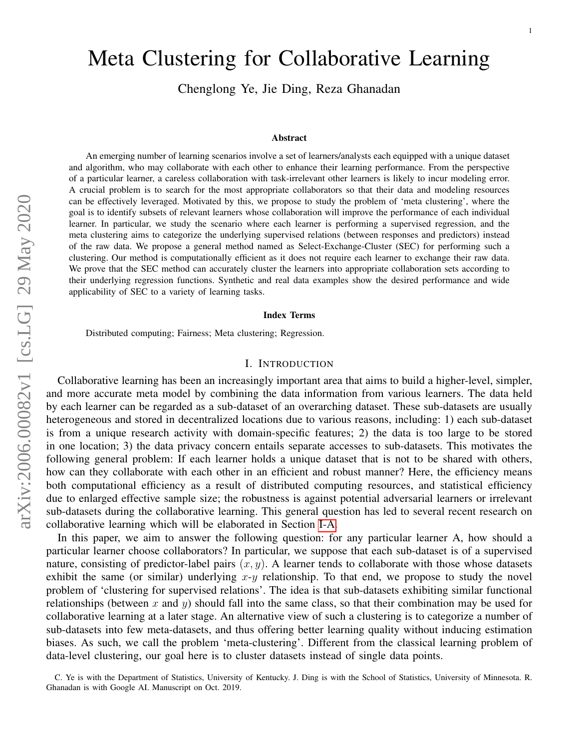# Meta Clustering for Collaborative Learning

Chenglong Ye, Jie Ding, Reza Ghanadan

## Abstract

An emerging number of learning scenarios involve a set of learners/analysts each equipped with a unique dataset and algorithm, who may collaborate with each other to enhance their learning performance. From the perspective of a particular learner, a careless collaboration with task-irrelevant other learners is likely to incur modeling error. A crucial problem is to search for the most appropriate collaborators so that their data and modeling resources can be effectively leveraged. Motivated by this, we propose to study the problem of 'meta clustering', where the goal is to identify subsets of relevant learners whose collaboration will improve the performance of each individual learner. In particular, we study the scenario where each learner is performing a supervised regression, and the meta clustering aims to categorize the underlying supervised relations (between responses and predictors) instead of the raw data. We propose a general method named as Select-Exchange-Cluster (SEC) for performing such a clustering. Our method is computationally efficient as it does not require each learner to exchange their raw data. We prove that the SEC method can accurately cluster the learners into appropriate collaboration sets according to their underlying regression functions. Synthetic and real data examples show the desired performance and wide applicability of SEC to a variety of learning tasks.

### Index Terms

Distributed computing; Fairness; Meta clustering; Regression.

## I. Introduction

Collaborative learning has been an increasingly important area that aims to build a higher-level, simpler, and more accurate meta model by combining the data information from various learners. The data held by each learner can be regarded as a sub-dataset of an overarching dataset. These sub-datasets are usually heterogeneous and stored in decentralized locations due to various reasons, including: 1) each sub-dataset is from a unique research activity with domain-specific features; 2) the data is too large to be stored in one location; 3) the data privacy concern entails separate accesses to sub-datasets. This motivates the following general problem: If each learner holds a unique dataset that is not to be shared with others, how can they collaborate with each other in an efficient and robust manner? Here, the efficiency means both computational efficiency as a result of distributed computing resources, and statistical efficiency due to enlarged effective sample size; the robustness is against potential adversarial learners or irrelevant sub-datasets during the collaborative learning. This general question has led to several recent research on collaborative learning which will be elaborated in Section I-A.

In this paper, we aim to answer the following question: for any particular learner A, how should a particular learner choose collaborators? In particular, we suppose that each sub-dataset is of a supervised nature, consisting of predictor-label pairs $(x, y)$. A learner tends to collaborate with those whose datasets exhibit the same (or similar) underlying $x$-$y$ relationship. To that end, we propose to study the novel problem of 'clustering for supervised relations'. The idea is that sub-datasets exhibiting similar functional relationships (between $x$ and $y$) should fall into the same class, so that their combination may be used for collaborative learning at a later stage. An alternative view of such a clustering is to categorize a number of sub-datasets into few meta-datasets, and thus offering better learning quality without inducing estimation biases. As such, we call the problem 'meta-clustering'. Different from the classical learning problem of data-level clustering, our goal here is to cluster datasets instead of single data points.

C. Ye is with the Department of Statistics, University of Kentucky. J. Ding is with the School of Statistics, University of Minnesota. R. Ghanadan is with Google AI. Manuscript on Oct. 2019.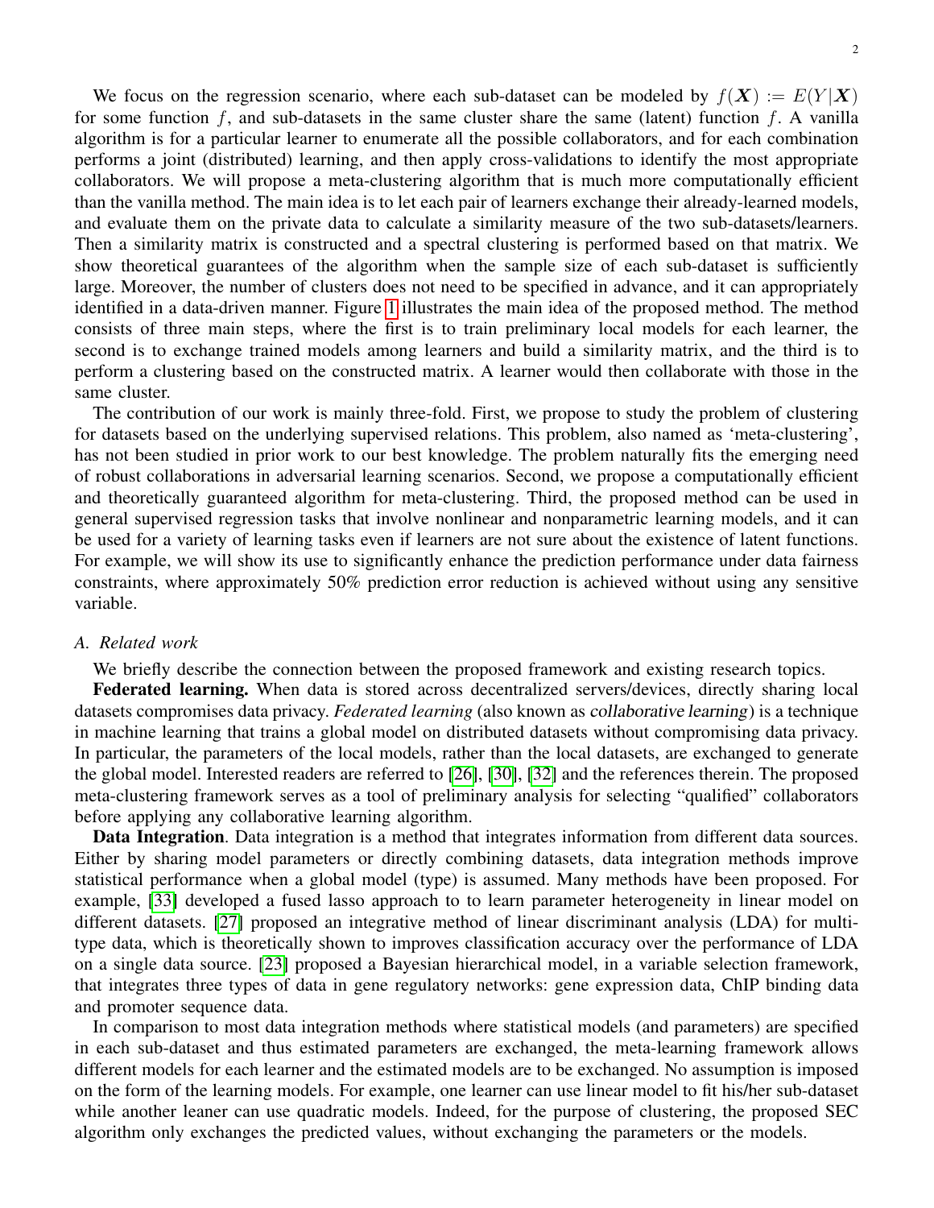We focus on the regression scenario, where each sub-dataset can be modeled by $f(\boldsymbol{X}) := E(Y|\boldsymbol{X})$ for some function $f$, and sub-datasets in the same cluster share the same (latent) function $f$. A vanilla algorithm is for a particular learner to enumerate all the possible collaborators, and for each combination performs a joint (distributed) learning, and then apply cross-validations to identify the most appropriate collaborators. We will propose a meta-clustering algorithm that is much more computationally efficient than the vanilla method. The main idea is to let each pair of learners exchange their already-learned models, and evaluate them on the private data to calculate a similarity measure of the two sub-datasets/learners. Then a similarity matrix is constructed and a spectral clustering is performed based on that matrix. We show theoretical guarantees of the algorithm when the sample size of each sub-dataset is sufficiently large. Moreover, the number of clusters does not need to be specified in advance, and it can appropriately identified in a data-driven manner. Figure 1 illustrates the main idea of the proposed method. The method consists of three main steps, where the first is to train preliminary local models for each learner, the second is to exchange trained models among learners and build a similarity matrix, and the third is to perform a clustering based on the constructed matrix. A learner would then collaborate with those in the same cluster.

The contribution of our work is mainly three-fold. First, we propose to study the problem of clustering for datasets based on the underlying supervised relations. This problem, also named as 'meta-clustering', has not been studied in prior work to our best knowledge. The problem naturally fits the emerging need of robust collaborations in adversarial learning scenarios. Second, we propose a computationally efficient and theoretically guaranteed algorithm for meta-clustering. Third, the proposed method can be used in general supervised regression tasks that involve nonlinear and nonparametric learning models, and it can be used for a variety of learning tasks even if learners are not sure about the existence of latent functions. For example, we will show its use to significantly enhance the prediction performance under data fairness constraints, where approximately 50% prediction error reduction is achieved without using any sensitive variable.

### A. Related work

We briefly describe the connection between the proposed framework and existing research topics.

**Federated learning.** When data is stored across decentralized servers/devices, directly sharing local datasets compromises data privacy. *Federated learning* (also known as *collaborative learning*) is a technique in machine learning that trains a global model on distributed datasets without compromising data privacy. In particular, the parameters of the local models, rather than the local datasets, are exchanged to generate the global model. Interested readers are referred to [26], [30], [32] and the references therein. The proposed meta-clustering framework serves as a tool of preliminary analysis for selecting "qualified" collaborators before applying any collaborative learning algorithm.

**Data Integration**. Data integration is a method that integrates information from different data sources. Either by sharing model parameters or directly combining datasets, data integration methods improve statistical performance when a global model (type) is assumed. Many methods have been proposed. For example, [33] developed a fused lasso approach to to learn parameter heterogeneity in linear model on different datasets. [27] proposed an integrative method of linear discriminant analysis (LDA) for multi-type data, which is theoretically shown to improves classification accuracy over the performance of LDA on a single data source. [23] proposed a Bayesian hierarchical model, in a variable selection framework, that integrates three types of data in gene regulatory networks: gene expression data, ChIP binding data and promoter sequence data.

In comparison to most data integration methods where statistical models (and parameters) are specified in each sub-dataset and thus estimated parameters are exchanged, the meta-learning framework allows different models for each learner and the estimated models are to be exchanged. No assumption is imposed on the form of the learning models. For example, one learner can use linear model to fit his/her sub-dataset while another leaner can use quadratic models. Indeed, for the purpose of clustering, the proposed SEC algorithm only exchanges the predicted values, without exchanging the parameters or the models.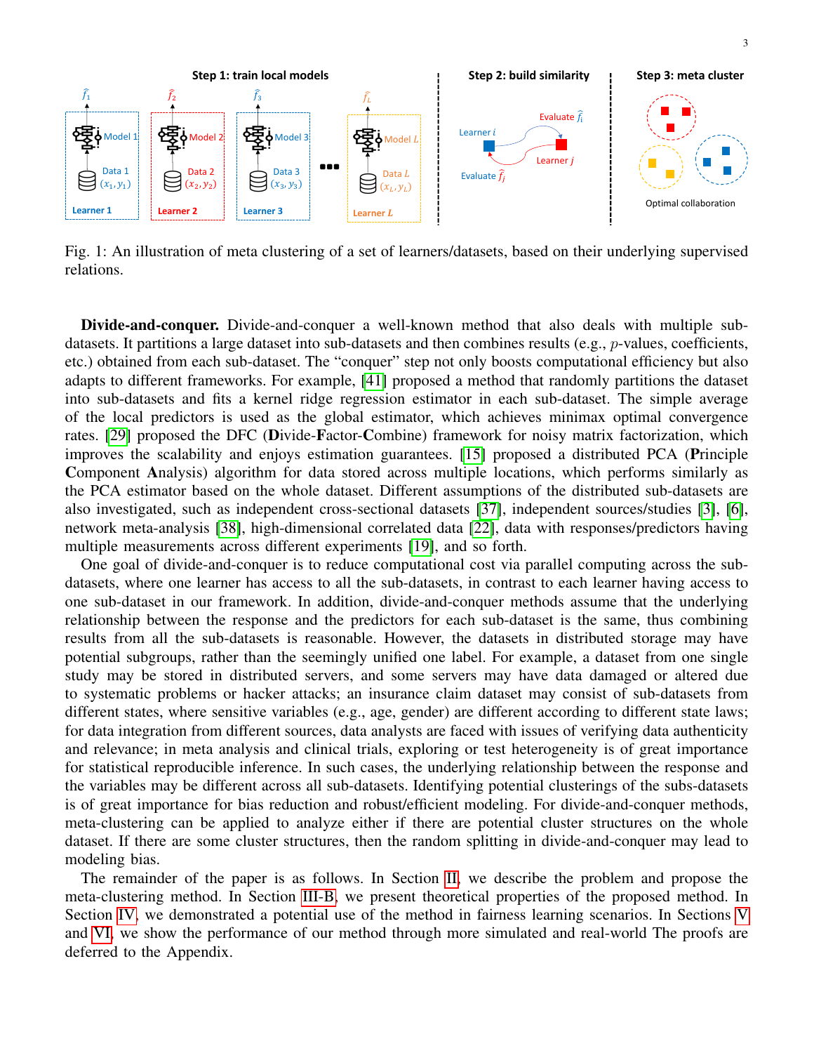Fig. 1: An illustration of meta clustering of a set of learners/datasets, based on their underlying supervised relations.

**Divide-and-conquer.** Divide-and-conquer a well-known method that also deals with multiple sub-datasets. It partitions a large dataset into sub-datasets and then combines results (e.g., $p$-values, coefficients, etc.) obtained from each sub-dataset. The "conquer" step not only boosts computational efficiency but also adapts to different frameworks. For example, [41] proposed a method that randomly partitions the dataset into sub-datasets and fits a kernel ridge regression estimator in each sub-dataset. The simple average of the local predictors is used as the global estimator, which achieves minimax optimal convergence rates. [29] proposed the DFC (**D**ivide-**F**actor-**C**ombine) framework for noisy matrix factorization, which improves the scalability and enjoys estimation guarantees. [15] proposed a distributed PCA (**P**rinciple **C**omponent **A**nalysis) algorithm for data stored across multiple locations, which performs similarly as the PCA estimator based on the whole dataset. Different assumptions of the distributed sub-datasets are also investigated, such as independent cross-sectional datasets [37], independent sources/studies [3], [6], network meta-analysis [38], high-dimensional correlated data [22], data with responses/predictors having multiple measurements across different experiments [19], and so forth.

One goal of divide-and-conquer is to reduce computational cost via parallel computing across the sub-datasets, where one learner has access to all the sub-datasets, in contrast to each learner having access to one sub-dataset in our framework. In addition, divide-and-conquer methods assume that the underlying relationship between the response and the predictors for each sub-dataset is the same, thus combining results from all the sub-datasets is reasonable. However, the datasets in distributed storage may have potential subgroups, rather than the seemingly unified one label. For example, a dataset from one single study may be stored in distributed servers, and some servers may have data damaged or altered due to systematic problems or hacker attacks; an insurance claim dataset may consist of sub-datasets from different states, where sensitive variables (e.g., age, gender) are different according to different state laws; for data integration from different sources, data analysts are faced with issues of verifying data authenticity and relevance; in meta analysis and clinical trials, exploring or test heterogeneity is of great importance for statistical reproducible inference. In such cases, the underlying relationship between the response and the variables may be different across all sub-datasets. Identifying potential clusterings of the subs-datasets is of great importance for bias reduction and robust/efficient modeling. For divide-and-conquer methods, meta-clustering can be applied to analyze either if there are potential cluster structures on the whole dataset. If there are some cluster structures, then the random splitting in divide-and-conquer may lead to modeling bias.

The remainder of the paper is as follows. In Section II, we describe the problem and propose the meta-clustering method. In Section III-B, we present theoretical properties of the proposed method. In Section IV, we demonstrated a potential use of the method in fairness learning scenarios. In Sections V and VI, we show the performance of our method through more simulated and real-world The proofs are deferred to the Appendix.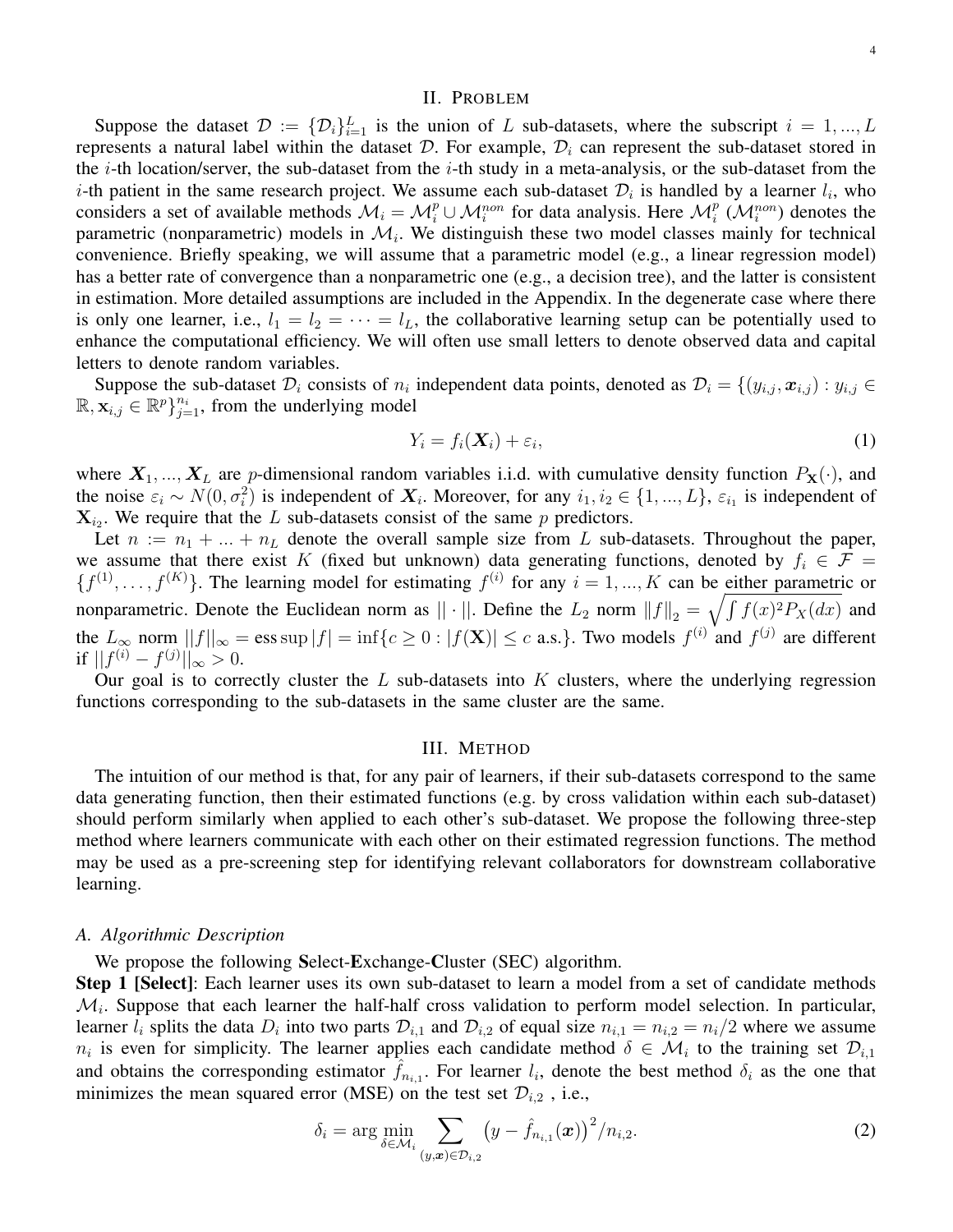## II. Problem

Suppose the dataset $\mathcal{D} := \{\mathcal{D}_i\}_{i=1}^L$ is the union of $L$ sub-datasets, where the subscript $i = 1, ..., L$ represents a natural label within the dataset $\mathcal{D}$. For example, $\mathcal{D}_i$ can represent the sub-dataset stored in the $i$-th location/server, the sub-dataset from the $i$-th study in a meta-analysis, or the sub-dataset from the $i$-th patient in the same research project. We assume each sub-dataset $\mathcal{D}_i$ is handled by a learner $l_i$, who considers a set of available methods $\mathcal{M}_i = \mathcal{M}_i^p \cup \mathcal{M}_i^{non}$ for data analysis. Here $\mathcal{M}_i^p$ ($\mathcal{M}_i^{non}$) denotes the parametric (nonparametric) models in $\mathcal{M}_i$. We distinguish these two model classes mainly for technical convenience. Briefly speaking, we will assume that a parametric model (e.g., a linear regression model) has a better rate of convergence than a nonparametric one (e.g., a decision tree), and the latter is consistent in estimation. More detailed assumptions are included in the Appendix. In the degenerate case where there is only one learner, i.e., $l_1 = l_2 = \cdots = l_L$, the collaborative learning setup can be potentially used to enhance the computational efficiency. We will often use small letters to denote observed data and capital letters to denote random variables.

Suppose the sub-dataset $\mathcal{D}_i$ consists of $n_i$ independent data points, denoted as $\mathcal{D}_i = \{(y_{i,j}, \boldsymbol{x}_{i,j}) : y_{i,j} \in \mathbb{R}, \mathbf{x}_{i,j} \in \mathbb{R}^p\}_{j=1}^{n_i}$, from the underlying model

$$Y_i = f_i(\boldsymbol{X}_i) + \varepsilon_i, \tag{1}$$

where $\boldsymbol{X}_1, ..., \boldsymbol{X}_L$ are $p$-dimensional random variables i.i.d. with cumulative density function $P_{\mathbf{X}}(\cdot)$, and the noise $\varepsilon_i \sim N(0, \sigma_i^2)$ is independent of $\boldsymbol{X}_i$. Moreover, for any $i_1, i_2 \in \{1, ..., L\}$, $\varepsilon_{i_1}$ is independent of $\mathbf{X}_{i_2}$. We require that the $L$ sub-datasets consist of the same $p$ predictors.

Let $n := n_1 + ... + n_L$ denote the overall sample size from $L$ sub-datasets. Throughout the paper, we assume that there exist $K$ (fixed but unknown) data generating functions, denoted by $f_i \in \mathcal{F} = \{f^{(1)}, \ldots, f^{(K)}\}$. The learning model for estimating $f^{(i)}$ for any $i = 1, ..., K$ can be either parametric or nonparametric. Denote the Euclidean norm as $|| \cdot ||$. Define the $L_2$ norm $\|f\|_2 = \sqrt{\int f(x)^2 P_X(dx)}$ and the $L_\infty$ norm $||f||_\infty = \text{ess sup} |f| = \inf\{c \geq 0 : |f(\mathbf{X})| \leq c \text{ a.s.}\}$. Two models $f^{(i)}$ and $f^{(j)}$ are different if $||f^{(i)} - f^{(j)}||_\infty > 0$.

Our goal is to correctly cluster the $L$ sub-datasets into $K$ clusters, where the underlying regression functions corresponding to the sub-datasets in the same cluster are the same.

## III. Method

The intuition of our method is that, for any pair of learners, if their sub-datasets correspond to the same data generating function, then their estimated functions (e.g. by cross validation within each sub-dataset) should perform similarly when applied to each other's sub-dataset. We propose the following three-step method where learners communicate with each other on their estimated regression functions. The method may be used as a pre-screening step for identifying relevant collaborators for downstream collaborative learning.

### A. Algorithmic Description

We propose the following **S**elect-**E**xchange-**C**luster (SEC) algorithm.

**Step 1 [Select]**: Each learner uses its own sub-dataset to learn a model from a set of candidate methods $\mathcal{M}_i$. Suppose that each learner the half-half cross validation to perform model selection. In particular, learner $l_i$ splits the data $D_i$ into two parts $\mathcal{D}_{i,1}$ and $\mathcal{D}_{i,2}$ of equal size $n_{i,1} = n_{i,2} = n_i/2$ where we assume $n_i$ is even for simplicity. The learner applies each candidate method $\delta \in \mathcal{M}_i$ to the training set $\mathcal{D}_{i,1}$ and obtains the corresponding estimator $\hat{f}_{n_{i,1}}$. For learner $l_i$, denote the best method $\delta_i$ as the one that minimizes the mean squared error (MSE) on the test set $\mathcal{D}_{i,2}$ , i.e.,

$$\delta_i = \arg\min_{\delta \in \mathcal{M}_i} \sum_{(y,\boldsymbol{x}) \in \mathcal{D}_{i,2}} \left(y - \hat{f}_{n_{i,1}}(\boldsymbol{x})\right)^2 / n_{i,2}. \tag{2}$$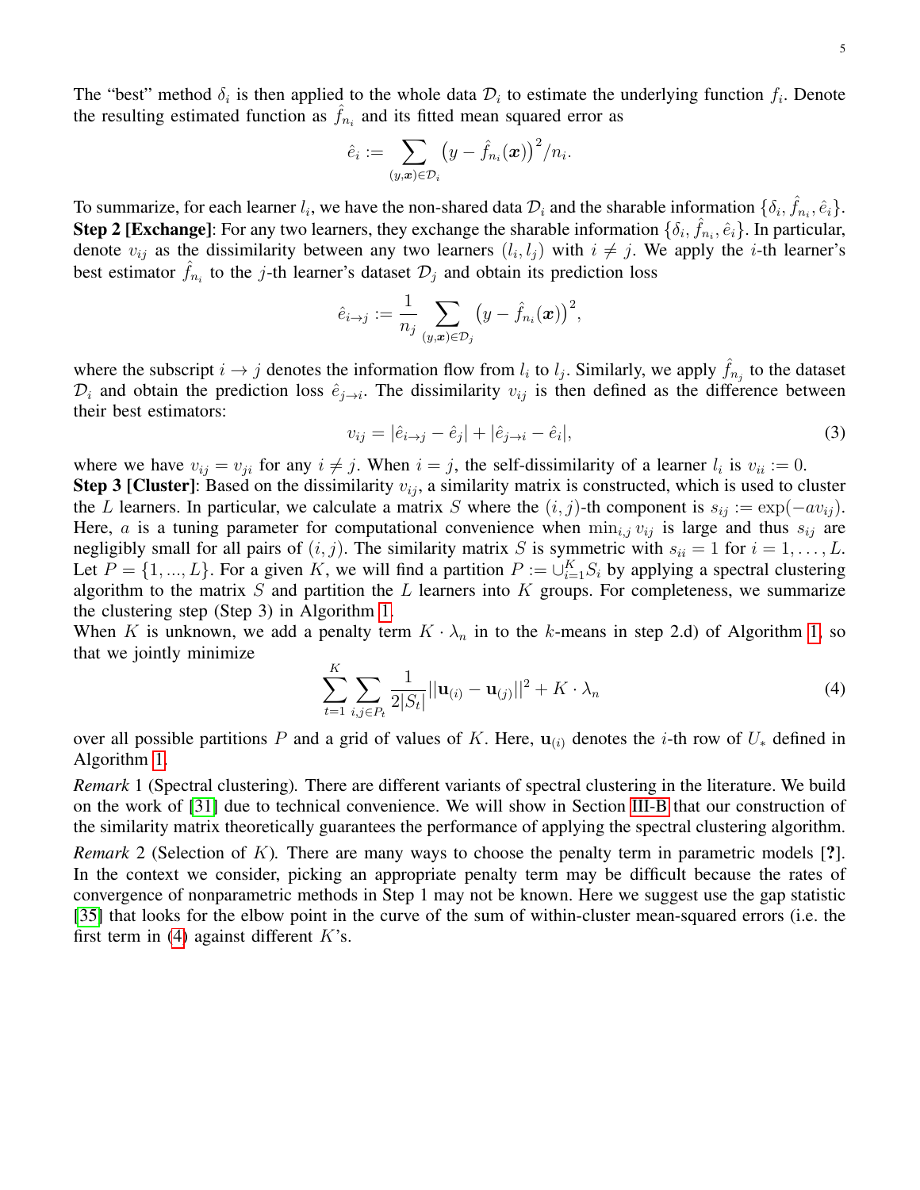The "best" method $\delta_i$ is then applied to the whole data $\mathcal{D}_i$ to estimate the underlying function $f_i$. Denote the resulting estimated function as $\hat{f}_{n_i}$ and its fitted mean squared error as

$$\hat{e}_i := \sum_{(y,\boldsymbol{x})\in\mathcal{D}_i} \big(y - \hat{f}_{n_i}(\boldsymbol{x})\big)^2/n_i.$$

To summarize, for each learner $l_i$, we have the non-shared data $\mathcal{D}_i$ and the sharable information $\{\delta_i, \hat{f}_{n_i}, \hat{e}_i\}$.

**Step 2 [Exchange]**: For any two learners, they exchange the sharable information $\{\delta_i, \hat{f}_{n_i}, \hat{e}_i\}$. In particular, denote $v_{ij}$ as the dissimilarity between any two learners $(l_i, l_j)$ with $i \neq j$. We apply the $i$-th learner's best estimator $\hat{f}_{n_i}$ to the $j$-th learner's dataset $\mathcal{D}_j$ and obtain its prediction loss

$$\hat{e}_{i\to j} := \frac{1}{n_j}\sum_{(y,\boldsymbol{x})\in\mathcal{D}_j} \big(y - \hat{f}_{n_i}(\boldsymbol{x})\big)^2,$$

where the subscript $i \to j$ denotes the information flow from $l_i$ to $l_j$. Similarly, we apply $\hat{f}_{n_j}$ to the dataset $\mathcal{D}_i$ and obtain the prediction loss $\hat{e}_{j\to i}$. The dissimilarity $v_{ij}$ is then defined as the difference between their best estimators:

$$v_{ij} = |\hat{e}_{i\to j} - \hat{e}_j| + |\hat{e}_{j\to i} - \hat{e}_i|, \tag{3}$$

where we have $v_{ij} = v_{ji}$ for any $i \neq j$. When $i = j$, the self-dissimilarity of a learner $l_i$ is $v_{ii} := 0$.

**Step 3 [Cluster]**: Based on the dissimilarity $v_{ij}$, a similarity matrix is constructed, which is used to cluster the $L$ learners. In particular, we calculate a matrix $S$ where the $(i, j)$-th component is $s_{ij} := \exp(-av_{ij})$. Here, $a$ is a tuning parameter for computational convenience when $\min_{i,j} v_{ij}$ is large and thus $s_{ij}$ are negligibly small for all pairs of $(i, j)$. The similarity matrix $S$ is symmetric with $s_{ii} = 1$ for $i = 1, \ldots, L$. Let $P = \{1, ..., L\}$. For a given $K$, we will find a partition $P := \cup_{i=1}^{K} S_i$ by applying a spectral clustering algorithm to the matrix $S$ and partition the $L$ learners into $K$ groups. For completeness, we summarize the clustering step (Step 3) in Algorithm 1.

When $K$ is unknown, we add a penalty term $K \cdot \lambda_n$ in to the $k$-means in step 2.d) of Algorithm 1, so that we jointly minimize

$$\sum_{t=1}^{K}\sum_{i,j\in P_t} \frac{1}{2|S_t|}||\mathbf{u}_{(i)} - \mathbf{u}_{(j)}||^2 + K \cdot \lambda_n \tag{4}$$

over all possible partitions $P$ and a grid of values of $K$. Here, $\mathbf{u}_{(i)}$ denotes the $i$-th row of $U_*$ defined in Algorithm 1.

*Remark* 1 (Spectral clustering). There are different variants of spectral clustering in the literature. We build on the work of [31] due to technical convenience. We will show in Section III-B that our construction of the similarity matrix theoretically guarantees the performance of applying the spectral clustering algorithm.

*Remark* 2 (Selection of $K$). There are many ways to choose the penalty term in parametric models [**?**]. In the context we consider, picking an appropriate penalty term may be difficult because the rates of convergence of nonparametric methods in Step 1 may not be known. Here we suggest use the gap statistic [35] that looks for the elbow point in the curve of the sum of within-cluster mean-squared errors (i.e. the first term in (4)) against different $K$'s.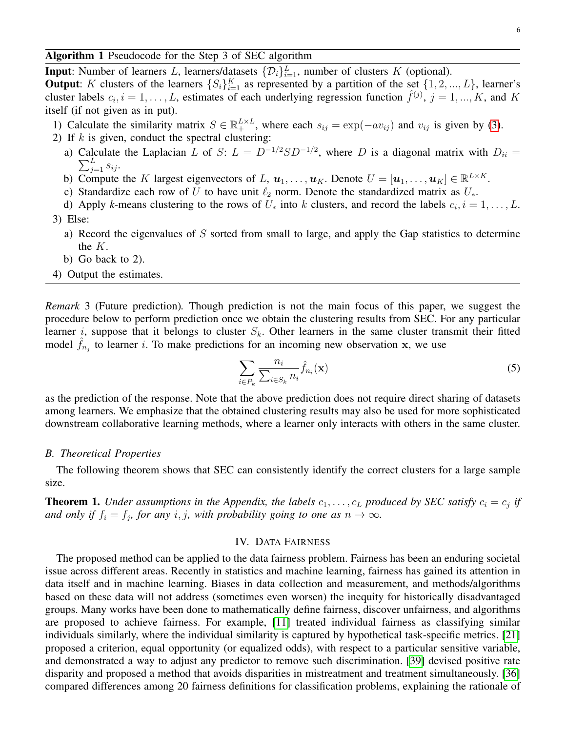**Algorithm 1** Pseudocode for the Step 3 of SEC algorithm

**Input**: Number of learners $L$, learners/datasets $\{\mathcal{D}_i\}_{i=1}^L$, number of clusters $K$ (optional).

**Output**: $K$ clusters of the learners $\{S_i\}_{i=1}^K$ as represented by a partition of the set $\{1, 2, ..., L\}$, learner's cluster labels $c_i, i = 1, \ldots, L$, estimates of each underlying regression function $\hat{f}^{(j)}$, $j = 1, ..., K$, and $K$ itself (if not given as in put).

1) Calculate the similarity matrix $S \in \mathbb{R}_+^{L \times L}$, where each $s_{ij} = \exp(-av_{ij})$ and $v_{ij}$ is given by (3).
2) If $k$ is given, conduct the spectral clustering:
   a) Calculate the Laplacian $L$ of $S$: $L = D^{-1/2}SD^{-1/2}$, where $D$ is a diagonal matrix with $D_{ii} = \sum_{j=1}^L s_{ij}$.
   b) Compute the $K$ largest eigenvectors of $L$, $\boldsymbol{u}_1, \ldots, \boldsymbol{u}_K$. Denote $U = [\boldsymbol{u}_1, \ldots, \boldsymbol{u}_K] \in \mathbb{R}^{L \times K}$.
   c) Standardize each row of $U$ to have unit $\ell_2$ norm. Denote the standardized matrix as $U_*$.
   d) Apply *k*-means clustering to the rows of $U_*$ into $k$ clusters, and record the labels $c_i, i = 1, \ldots, L$.
3) Else:
   a) Record the eigenvalues of $S$ sorted from small to large, and apply the Gap statistics to determine the $K$.
   b) Go back to 2).
4) Output the estimates.

*Remark* 3 (Future prediction). Though prediction is not the main focus of this paper, we suggest the procedure below to perform prediction once we obtain the clustering results from SEC. For any particular learner $i$, suppose that it belongs to cluster $S_k$. Other learners in the same cluster transmit their fitted model $\hat{f}_{n_j}$ to learner $i$. To make predictions for an incoming new observation $\mathbf{x}$, we use

$$\sum_{i \in P_k} \frac{n_i}{\sum_{i \in S_k} n_i} \hat{f}_{n_i}(\mathbf{x}) \tag{5}$$

as the prediction of the response. Note that the above prediction does not require direct sharing of datasets among learners. We emphasize that the obtained clustering results may also be used for more sophisticated downstream collaborative learning methods, where a learner only interacts with others in the same cluster.

### B. Theoretical Properties

The following theorem shows that SEC can consistently identify the correct clusters for a large sample size.

**Theorem 1.** *Under assumptions in the Appendix, the labels $c_1, \ldots, c_L$ produced by SEC satisfy $c_i = c_j$ if and only if $f_i = f_j$, for any $i, j$, with probability going to one as $n \to \infty$.*

## IV. Data Fairness

The proposed method can be applied to the data fairness problem. Fairness has been an enduring societal issue across different areas. Recently in statistics and machine learning, fairness has gained its attention in data itself and in machine learning. Biases in data collection and measurement, and methods/algorithms based on these data will not address (sometimes even worsen) the inequity for historically disadvantaged groups. Many works have been done to mathematically define fairness, discover unfairness, and algorithms are proposed to achieve fairness. For example, [11] treated individual fairness as classifying similar individuals similarly, where the individual similarity is captured by hypothetical task-specific metrics. [21] proposed a criterion, equal opportunity (or equalized odds), with respect to a particular sensitive variable, and demonstrated a way to adjust any predictor to remove such discrimination. [39] devised positive rate disparity and proposed a method that avoids disparities in mistreatment and treatment simultaneously. [36] compared differences among 20 fairness definitions for classification problems, explaining the rationale of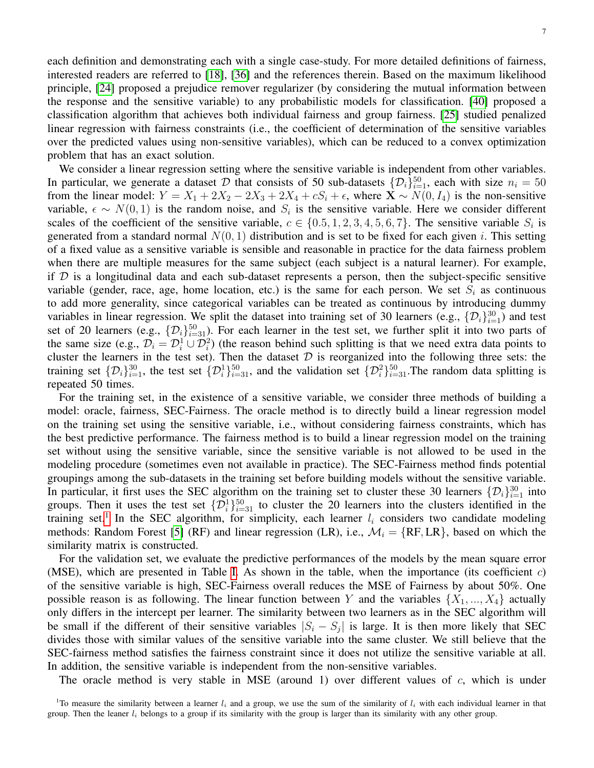each definition and demonstrating each with a single case-study. For more detailed definitions of fairness, interested readers are referred to [18], [36] and the references therein. Based on the maximum likelihood principle, [24] proposed a prejudice remover regularizer (by considering the mutual information between the response and the sensitive variable) to any probabilistic models for classification. [40] proposed a classification algorithm that achieves both individual fairness and group fairness. [25] studied penalized linear regression with fairness constraints (i.e., the coefficient of determination of the sensitive variables over the predicted values using non-sensitive variables), which can be reduced to a convex optimization problem that has an exact solution.

We consider a linear regression setting where the sensitive variable is independent from other variables. In particular, we generate a dataset $\mathcal{D}$ that consists of 50 sub-datasets $\{\mathcal{D}_i\}_{i=1}^{50}$, each with size $n_i = 50$ from the linear model: $Y = X_1 + 2X_2 - 2X_3 + 2X_4 + cS_i + \epsilon$, where $\mathbf{X} \sim N(0, I_4)$ is the non-sensitive variable, $\epsilon \sim N(0,1)$ is the random noise, and $S_i$ is the sensitive variable. Here we consider different scales of the coefficient of the sensitive variable, $c \in \{0.5, 1, 2, 3, 4, 5, 6, 7\}$. The sensitive variable $S_i$ is generated from a standard normal $N(0,1)$ distribution and is set to be fixed for each given $i$. This setting of a fixed value as a sensitive variable is sensible and reasonable in practice for the data fairness problem when there are multiple measures for the same subject (each subject is a natural learner). For example, if $\mathcal{D}$ is a longitudinal data and each sub-dataset represents a person, then the subject-specific sensitive variable (gender, race, age, home location, etc.) is the same for each person. We set $S_i$ as continuous to add more generality, since categorical variables can be treated as continuous by introducing dummy variables in linear regression. We split the dataset into training set of 30 learners (e.g., $\{\mathcal{D}_i\}_{i=1}^{30}$) and test set of 20 learners (e.g., $\{\mathcal{D}_i\}_{i=31}^{50}$). For each learner in the test set, we further split it into two parts of the same size (e.g., $\mathcal{D}_i = \mathcal{D}_i^1 \cup \mathcal{D}_i^2$) (the reason behind such splitting is that we need extra data points to cluster the learners in the test set). Then the dataset $\mathcal{D}$ is reorganized into the following three sets: the training set $\{\mathcal{D}_i\}_{i=1}^{30}$, the test set $\{\mathcal{D}_i^1\}_{i=31}^{50}$, and the validation set $\{\mathcal{D}_i^2\}_{i=31}^{50}$.The random data splitting is repeated 50 times.

For the training set, in the existence of a sensitive variable, we consider three methods of building a model: oracle, fairness, SEC-Fairness. The oracle method is to directly build a linear regression model on the training set using the sensitive variable, i.e., without considering fairness constraints, which has the best predictive performance. The fairness method is to build a linear regression model on the training set without using the sensitive variable, since the sensitive variable is not allowed to be used in the modeling procedure (sometimes even not available in practice). The SEC-Fairness method finds potential groupings among the sub-datasets in the training set before building models without the sensitive variable. In particular, it first uses the SEC algorithm on the training set to cluster these 30 learners $\{\mathcal{D}_i\}_{i=1}^{30}$ into groups. Then it uses the test set $\{\mathcal{D}_i^1\}_{i=31}^{50}$ to cluster the 20 learners into the clusters identified in the training set.[1] In the SEC algorithm, for simplicity, each learner $l_i$ considers two candidate modeling methods: Random Forest [5] (RF) and linear regression (LR), i.e., $\mathcal{M}_i = \{\text{RF}, \text{LR}\}$, based on which the similarity matrix is constructed.

For the validation set, we evaluate the predictive performances of the models by the mean square error (MSE), which are presented in Table I. As shown in the table, when the importance (its coefficient $c$) of the sensitive variable is high, SEC-Fairness overall reduces the MSE of Fairness by about 50%. One possible reason is as following. The linear function between $Y$ and the variables $\{X_1, ..., X_4\}$ actually only differs in the intercept per learner. The similarity between two learners as in the SEC algorithm will be small if the different of their sensitive variables $|S_i - S_j|$ is large. It is then more likely that SEC divides those with similar values of the sensitive variable into the same cluster. We still believe that the SEC-fairness method satisfies the fairness constraint since it does not utilize the sensitive variable at all. In addition, the sensitive variable is independent from the non-sensitive variables.

The oracle method is very stable in MSE (around 1) over different values of $c$, which is under

[1] To measure the similarity between a learner $l_i$ and a group, we use the sum of the similarity of $l_i$ with each individual learner in that group. Then the leaner $l_i$ belongs to a group if its similarity with the group is larger than its similarity with any other group.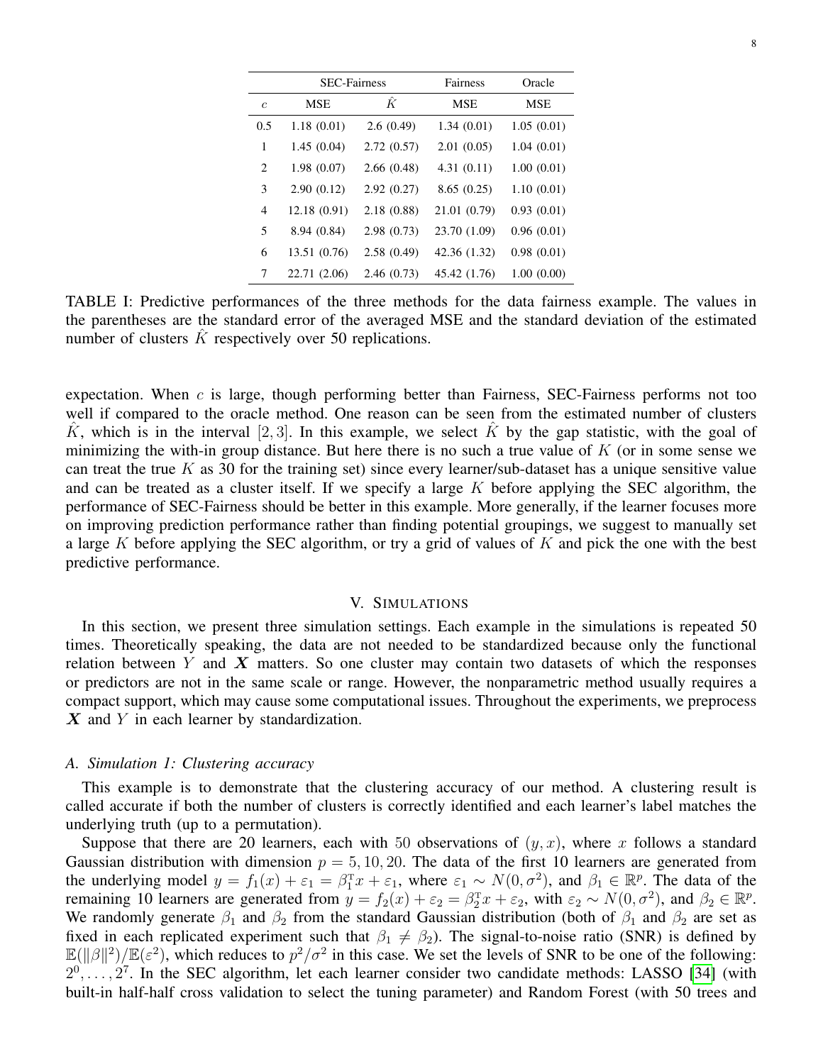| | SEC-Fairness | | Fairness | Oracle |
|---|---|---|---|---|
| $c$ | MSE | $\hat{K}$ | MSE | MSE |
| 0.5 | 1.18 (0.01) | 2.6 (0.49) | 1.34 (0.01) | 1.05 (0.01) |
| 1 | 1.45 (0.04) | 2.72 (0.57) | 2.01 (0.05) | 1.04 (0.01) |
| 2 | 1.98 (0.07) | 2.66 (0.48) | 4.31 (0.11) | 1.00 (0.01) |
| 3 | 2.90 (0.12) | 2.92 (0.27) | 8.65 (0.25) | 1.10 (0.01) |
| 4 | 12.18 (0.91) | 2.18 (0.88) | 21.01 (0.79) | 0.93 (0.01) |
| 5 | 8.94 (0.84) | 2.98 (0.73) | 23.70 (1.09) | 0.96 (0.01) |
| 6 | 13.51 (0.76) | 2.58 (0.49) | 42.36 (1.32) | 0.98 (0.01) |
| 7 | 22.71 (2.06) | 2.46 (0.73) | 45.42 (1.76) | 1.00 (0.00) |

TABLE I: Predictive performances of the three methods for the data fairness example. The values in the parentheses are the standard error of the averaged MSE and the standard deviation of the estimated number of clusters $\hat{K}$ respectively over 50 replications.

expectation. When $c$ is large, though performing better than Fairness, SEC-Fairness performs not too well if compared to the oracle method. One reason can be seen from the estimated number of clusters $\hat{K}$, which is in the interval $[2, 3]$. In this example, we select $\hat{K}$ by the gap statistic, with the goal of minimizing the with-in group distance. But here there is no such a true value of $K$ (or in some sense we can treat the true $K$ as 30 for the training set) since every learner/sub-dataset has a unique sensitive value and can be treated as a cluster itself. If we specify a large $K$ before applying the SEC algorithm, the performance of SEC-Fairness should be better in this example. More generally, if the learner focuses more on improving prediction performance rather than finding potential groupings, we suggest to manually set a large $K$ before applying the SEC algorithm, or try a grid of values of $K$ and pick the one with the best predictive performance.

## V. Simulations

In this section, we present three simulation settings. Each example in the simulations is repeated 50 times. Theoretically speaking, the data are not needed to be standardized because only the functional relation between $Y$ and $\boldsymbol{X}$ matters. So one cluster may contain two datasets of which the responses or predictors are not in the same scale or range. However, the nonparametric method usually requires a compact support, which may cause some computational issues. Throughout the experiments, we preprocess $\boldsymbol{X}$ and $Y$ in each learner by standardization.

### A. Simulation 1: Clustering accuracy

This example is to demonstrate that the clustering accuracy of our method. A clustering result is called accurate if both the number of clusters is correctly identified and each learner's label matches the underlying truth (up to a permutation).

Suppose that there are 20 learners, each with 50 observations of $(y, x)$, where $x$ follows a standard Gaussian distribution with dimension $p = 5, 10, 20$. The data of the first 10 learners are generated from the underlying model $y = f_1(x) + \varepsilon_1 = \beta_1^{\mathrm{T}} x + \varepsilon_1$, where $\varepsilon_1 \sim N(0, \sigma^2)$, and $\beta_1 \in \mathbb{R}^p$. The data of the remaining 10 learners are generated from $y = f_2(x) + \varepsilon_2 = \beta_2^{\mathrm{T}} x + \varepsilon_2$, with $\varepsilon_2 \sim N(0, \sigma^2)$, and $\beta_2 \in \mathbb{R}^p$. We randomly generate $\beta_1$ and $\beta_2$ from the standard Gaussian distribution (both of $\beta_1$ and $\beta_2$ are set as fixed in each replicated experiment such that $\beta_1 \neq \beta_2$). The signal-to-noise ratio (SNR) is defined by $\mathbb{E}(\|\beta\|^2)/\mathbb{E}(\varepsilon^2)$, which reduces to $p^2/\sigma^2$ in this case. We set the levels of SNR to be one of the following: $2^0, \ldots, 2^7$. In the SEC algorithm, let each learner consider two candidate methods: LASSO [34] (with built-in half-half cross validation to select the tuning parameter) and Random Forest (with 50 trees and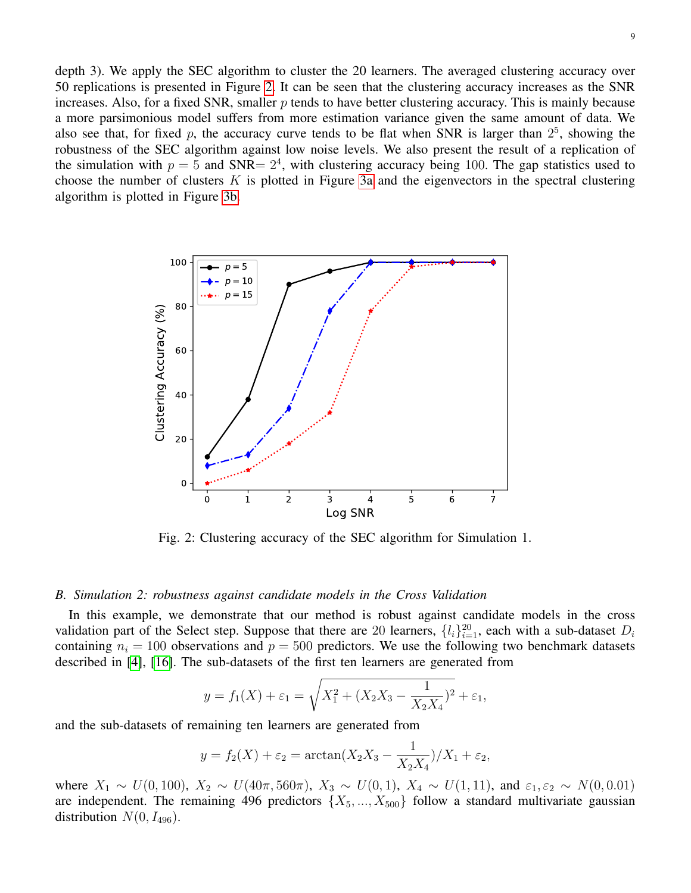depth 3). We apply the SEC algorithm to cluster the 20 learners. The averaged clustering accuracy over 50 replications is presented in Figure 2. It can be seen that the clustering accuracy increases as the SNR increases. Also, for a fixed SNR, smaller $p$ tends to have better clustering accuracy. This is mainly because a more parsimonious model suffers from more estimation variance given the same amount of data. We also see that, for fixed $p$, the accuracy curve tends to be flat when SNR is larger than $2^5$, showing the robustness of the SEC algorithm against low noise levels. We also present the result of a replication of the simulation with $p = 5$ and SNR$= 2^4$, with clustering accuracy being 100. The gap statistics used to choose the number of clusters $K$ is plotted in Figure 3a and the eigenvectors in the spectral clustering algorithm is plotted in Figure 3b.

Fig. 2: Clustering accuracy of the SEC algorithm for Simulation 1.

### B. Simulation 2: robustness against candidate models in the Cross Validation

In this example, we demonstrate that our method is robust against candidate models in the cross validation part of the Select step. Suppose that there are 20 learners, $\{l_i\}_{i=1}^{20}$, each with a sub-dataset $D_i$ containing $n_i = 100$ observations and $p = 500$ predictors. We use the following two benchmark datasets described in [4], [16]. The sub-datasets of the first ten learners are generated from

$$y = f_1(X) + \varepsilon_1 = \sqrt{X_1^2 + (X_2X_3 - \frac{1}{X_2X_4})^2} + \varepsilon_1,$$

and the sub-datasets of remaining ten learners are generated from

$$y = f_2(X) + \varepsilon_2 = \arctan(X_2X_3 - \frac{1}{X_2X_4})/X_1 + \varepsilon_2,$$

where $X_1 \sim U(0, 100)$, $X_2 \sim U(40\pi, 560\pi)$, $X_3 \sim U(0, 1)$, $X_4 \sim U(1, 11)$, and $\varepsilon_1, \varepsilon_2 \sim N(0, 0.01)$ are independent. The remaining 496 predictors $\{X_5, ..., X_{500}\}$ follow a standard multivariate gaussian distribution $N(0, I_{496})$.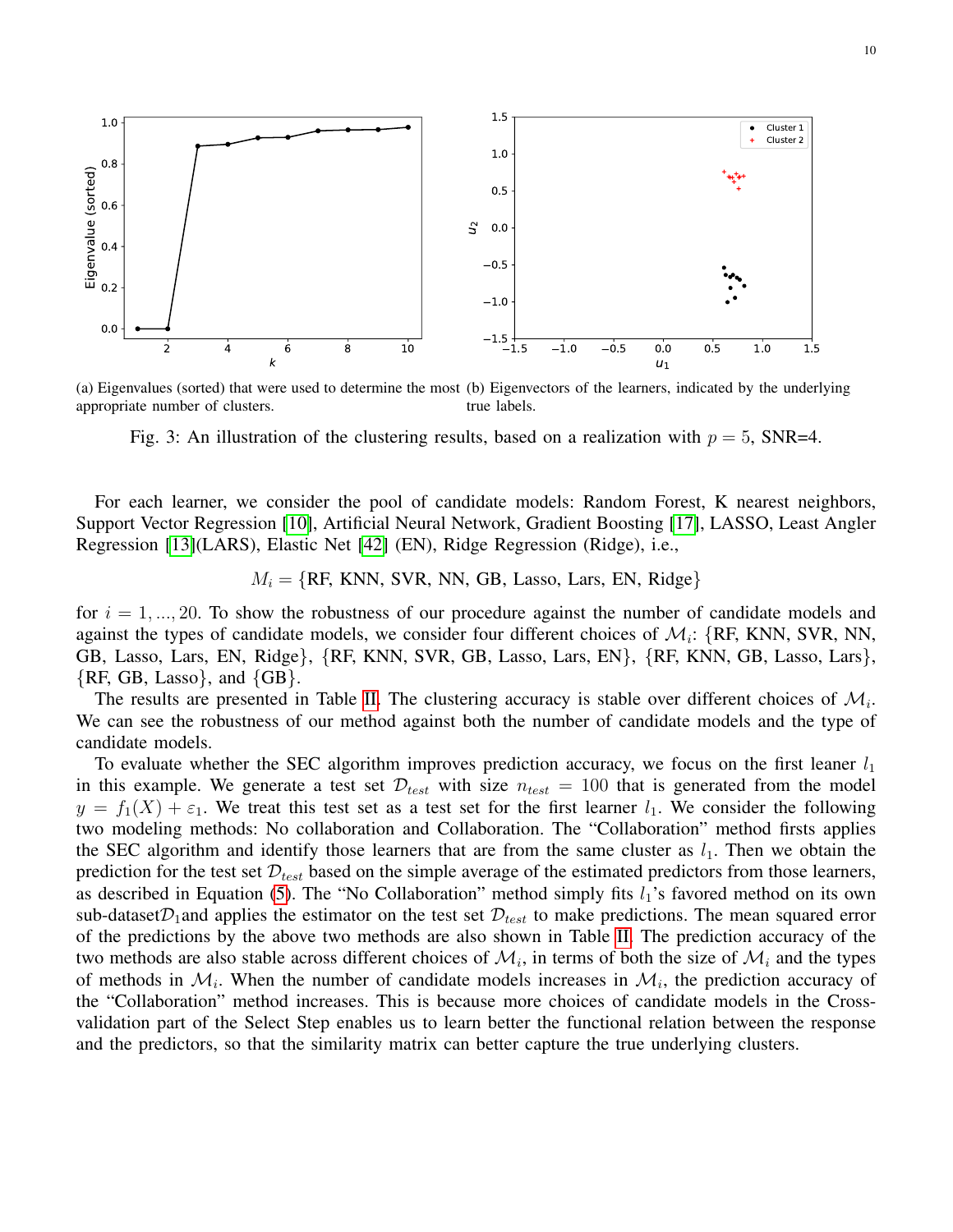(a) Eigenvalues (sorted) that were used to determine the most appropriate number of clusters.

(b) Eigenvectors of the learners, indicated by the underlying true labels.

Fig. 3: An illustration of the clustering results, based on a realization with $p = 5$, SNR=4.

For each learner, we consider the pool of candidate models: Random Forest, K nearest neighbors, Support Vector Regression [10], Artificial Neural Network, Gradient Boosting [17], LASSO, Least Angler Regression [13](LARS), Elastic Net [42] (EN), Ridge Regression (Ridge), i.e.,

$$M_i = \{\text{RF, KNN, SVR, NN, GB, Lasso, Lars, EN, Ridge}\}$$

for $i = 1, ..., 20$. To show the robustness of our procedure against the number of candidate models and against the types of candidate models, we consider four different choices of $\mathcal{M}_i$: {RF, KNN, SVR, NN, GB, Lasso, Lars, EN, Ridge}, {RF, KNN, SVR, GB, Lasso, Lars, EN}, {RF, KNN, GB, Lasso, Lars}, {RF, GB, Lasso}, and {GB}.

The results are presented in Table II. The clustering accuracy is stable over different choices of $\mathcal{M}_i$. We can see the robustness of our method against both the number of candidate models and the type of candidate models.

To evaluate whether the SEC algorithm improves prediction accuracy, we focus on the first leaner $l_1$ in this example. We generate a test set $\mathcal{D}_{test}$ with size $n_{test} = 100$ that is generated from the model $y = f_1(X) + \varepsilon_1$. We treat this test set as a test set for the first learner $l_1$. We consider the following two modeling methods: No collaboration and Collaboration. The "Collaboration" method firsts applies the SEC algorithm and identify those learners that are from the same cluster as $l_1$. Then we obtain the prediction for the test set $\mathcal{D}_{test}$ based on the simple average of the estimated predictors from those learners, as described in Equation (5). The "No Collaboration" method simply fits $l_1$'s favored method on its own sub-dataset$\mathcal{D}_1$and applies the estimator on the test set $\mathcal{D}_{test}$ to make predictions. The mean squared error of the predictions by the above two methods are also shown in Table II. The prediction accuracy of the two methods are also stable across different choices of $\mathcal{M}_i$, in terms of both the size of $\mathcal{M}_i$ and the types of methods in $\mathcal{M}_i$. When the number of candidate models increases in $\mathcal{M}_i$, the prediction accuracy of the "Collaboration" method increases. This is because more choices of candidate models in the Cross-validation part of the Select Step enables us to learn better the functional relation between the response and the predictors, so that the similarity matrix can better capture the true underlying clusters.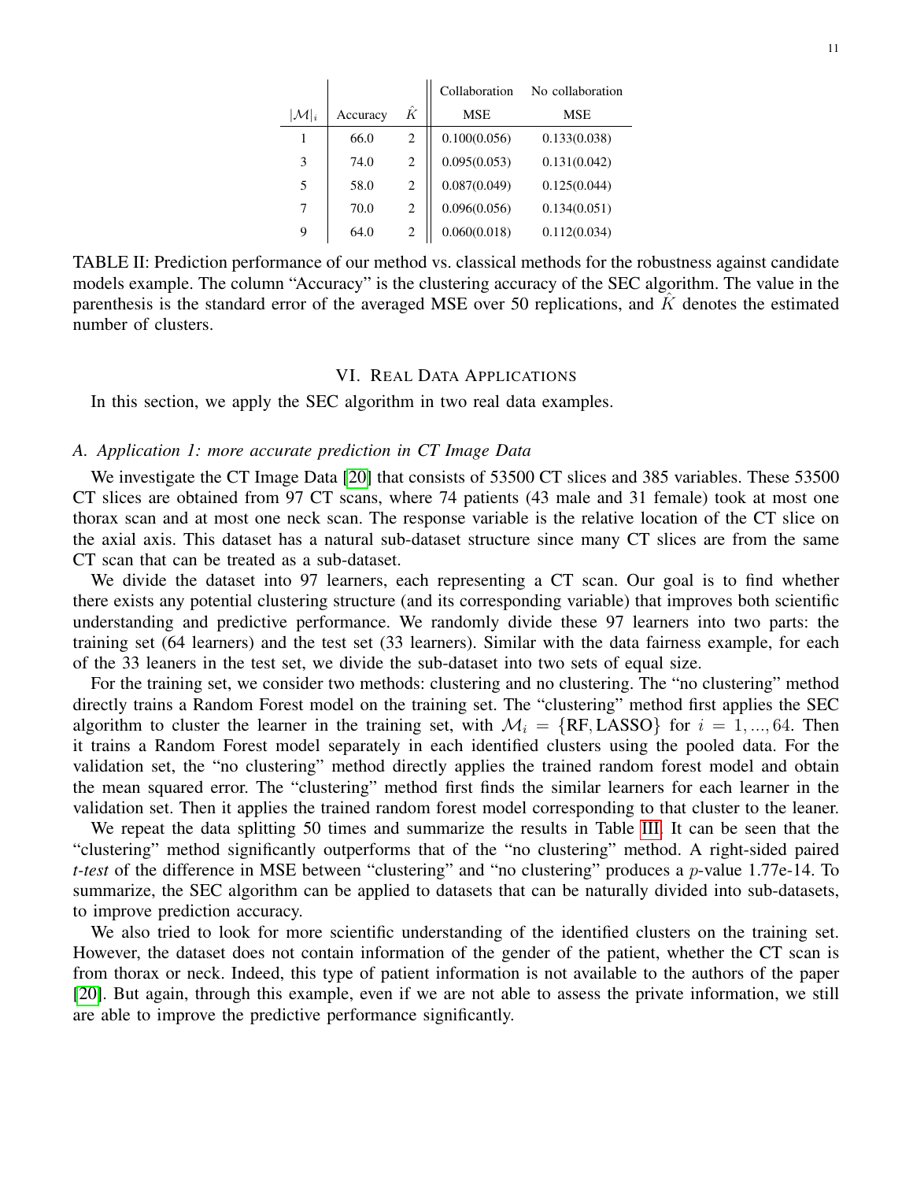| $\lvert\mathcal{M}\rvert_i$ | Accuracy | $\hat{K}$ | Collaboration MSE | No collaboration MSE |
|---|---|---|---|---|
| 1 | 66.0 | 2 | 0.100(0.056) | 0.133(0.038) |
| 3 | 74.0 | 2 | 0.095(0.053) | 0.131(0.042) |
| 5 | 58.0 | 2 | 0.087(0.049) | 0.125(0.044) |
| 7 | 70.0 | 2 | 0.096(0.056) | 0.134(0.051) |
| 9 | 64.0 | 2 | 0.060(0.018) | 0.112(0.034) |

TABLE II: Prediction performance of our method vs. classical methods for the robustness against candidate models example. The column "Accuracy" is the clustering accuracy of the SEC algorithm. The value in the parenthesis is the standard error of the averaged MSE over 50 replications, and $\hat{K}$ denotes the estimated number of clusters.

## VI. Real Data Applications

In this section, we apply the SEC algorithm in two real data examples.

### A. Application 1: more accurate prediction in CT Image Data

We investigate the CT Image Data [20] that consists of 53500 CT slices and 385 variables. These 53500 CT slices are obtained from 97 CT scans, where 74 patients (43 male and 31 female) took at most one thorax scan and at most one neck scan. The response variable is the relative location of the CT slice on the axial axis. This dataset has a natural sub-dataset structure since many CT slices are from the same CT scan that can be treated as a sub-dataset.

We divide the dataset into 97 learners, each representing a CT scan. Our goal is to find whether there exists any potential clustering structure (and its corresponding variable) that improves both scientific understanding and predictive performance. We randomly divide these 97 learners into two parts: the training set (64 learners) and the test set (33 learners). Similar with the data fairness example, for each of the 33 leaners in the test set, we divide the sub-dataset into two sets of equal size.

For the training set, we consider two methods: clustering and no clustering. The "no clustering" method directly trains a Random Forest model on the training set. The "clustering" method first applies the SEC algorithm to cluster the learner in the training set, with $\mathcal{M}_i = \{\text{RF}, \text{LASSO}\}$ for $i = 1, ..., 64$. Then it trains a Random Forest model separately in each identified clusters using the pooled data. For the validation set, the "no clustering" method directly applies the trained random forest model and obtain the mean squared error. The "clustering" method first finds the similar learners for each learner in the validation set. Then it applies the trained random forest model corresponding to that cluster to the leaner.

We repeat the data splitting 50 times and summarize the results in Table III. It can be seen that the "clustering" method significantly outperforms that of the "no clustering" method. A right-sided paired *t-test* of the difference in MSE between "clustering" and "no clustering" produces a $p$-value 1.77e-14. To summarize, the SEC algorithm can be applied to datasets that can be naturally divided into sub-datasets, to improve prediction accuracy.

We also tried to look for more scientific understanding of the identified clusters on the training set. However, the dataset does not contain information of the gender of the patient, whether the CT scan is from thorax or neck. Indeed, this type of patient information is not available to the authors of the paper [20]. But again, through this example, even if we are not able to assess the private information, we still are able to improve the predictive performance significantly.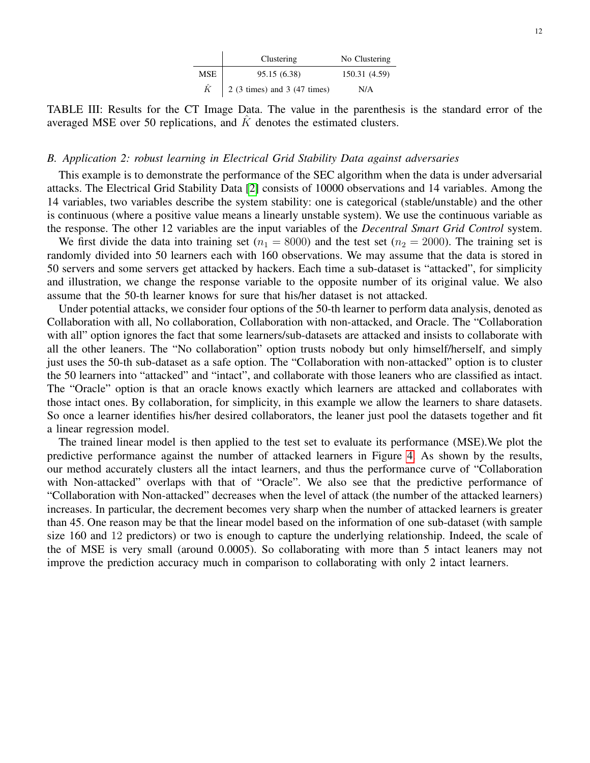| | Clustering | No Clustering |
|---|---|---|
| MSE | 95.15 (6.38) | 150.31 (4.59) |
| $\hat{K}$ | 2 (3 times) and 3 (47 times) | N/A |

TABLE III: Results for the CT Image Data. The value in the parenthesis is the standard error of the averaged MSE over 50 replications, and $\hat{K}$ denotes the estimated clusters.

### *B. Application 2: robust learning in Electrical Grid Stability Data against adversaries*

This example is to demonstrate the performance of the SEC algorithm when the data is under adversarial attacks. The Electrical Grid Stability Data [2] consists of 10000 observations and 14 variables. Among the 14 variables, two variables describe the system stability: one is categorical (stable/unstable) and the other is continuous (where a positive value means a linearly unstable system). We use the continuous variable as the response. The other 12 variables are the input variables of the *Decentral Smart Grid Control* system.

We first divide the data into training set ($n_1 = 8000$) and the test set ($n_2 = 2000$). The training set is randomly divided into 50 learners each with 160 observations. We may assume that the data is stored in 50 servers and some servers get attacked by hackers. Each time a sub-dataset is "attacked", for simplicity and illustration, we change the response variable to the opposite number of its original value. We also assume that the 50-th learner knows for sure that his/her dataset is not attacked.

Under potential attacks, we consider four options of the 50-th learner to perform data analysis, denoted as Collaboration with all, No collaboration, Collaboration with non-attacked, and Oracle. The "Collaboration with all" option ignores the fact that some learners/sub-datasets are attacked and insists to collaborate with all the other leaners. The "No collaboration" option trusts nobody but only himself/herself, and simply just uses the 50-th sub-dataset as a safe option. The "Collaboration with non-attacked" option is to cluster the 50 learners into "attacked" and "intact", and collaborate with those leaners who are classified as intact. The "Oracle" option is that an oracle knows exactly which learners are attacked and collaborates with those intact ones. By collaboration, for simplicity, in this example we allow the learners to share datasets. So once a learner identifies his/her desired collaborators, the leaner just pool the datasets together and fit a linear regression model.

The trained linear model is then applied to the test set to evaluate its performance (MSE).We plot the predictive performance against the number of attacked learners in Figure 4. As shown by the results, our method accurately clusters all the intact learners, and thus the performance curve of "Collaboration with Non-attacked" overlaps with that of "Oracle". We also see that the predictive performance of "Collaboration with Non-attacked" decreases when the level of attack (the number of the attacked learners) increases. In particular, the decrement becomes very sharp when the number of attacked learners is greater than 45. One reason may be that the linear model based on the information of one sub-dataset (with sample size 160 and 12 predictors) or two is enough to capture the underlying relationship. Indeed, the scale of the of MSE is very small (around 0.0005). So collaborating with more than 5 intact leaners may not improve the prediction accuracy much in comparison to collaborating with only 2 intact learners.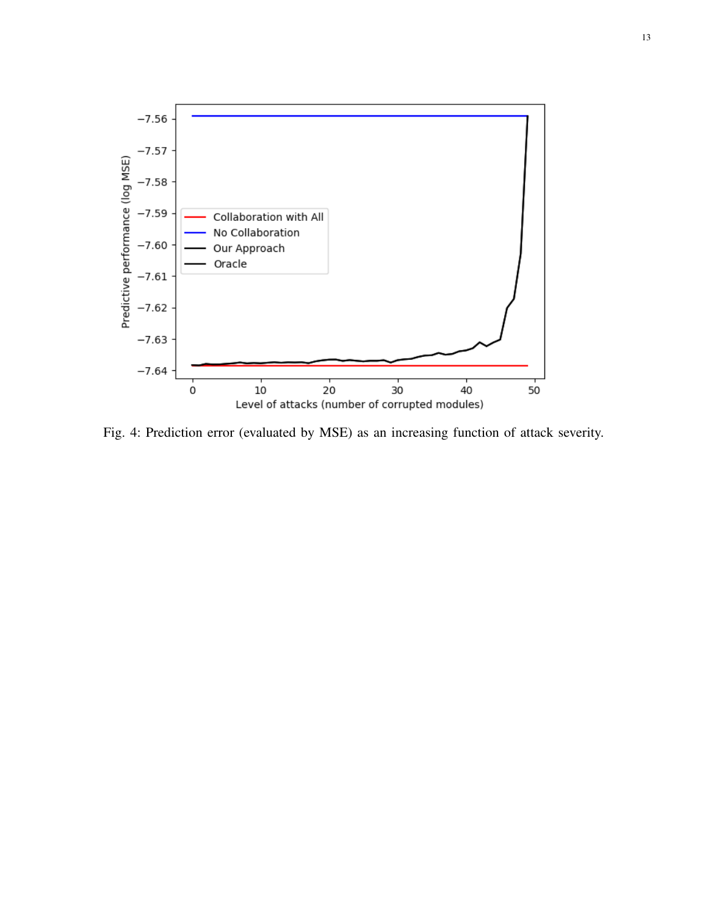Fig. 4: Prediction error (evaluated by MSE) as an increasing function of attack severity.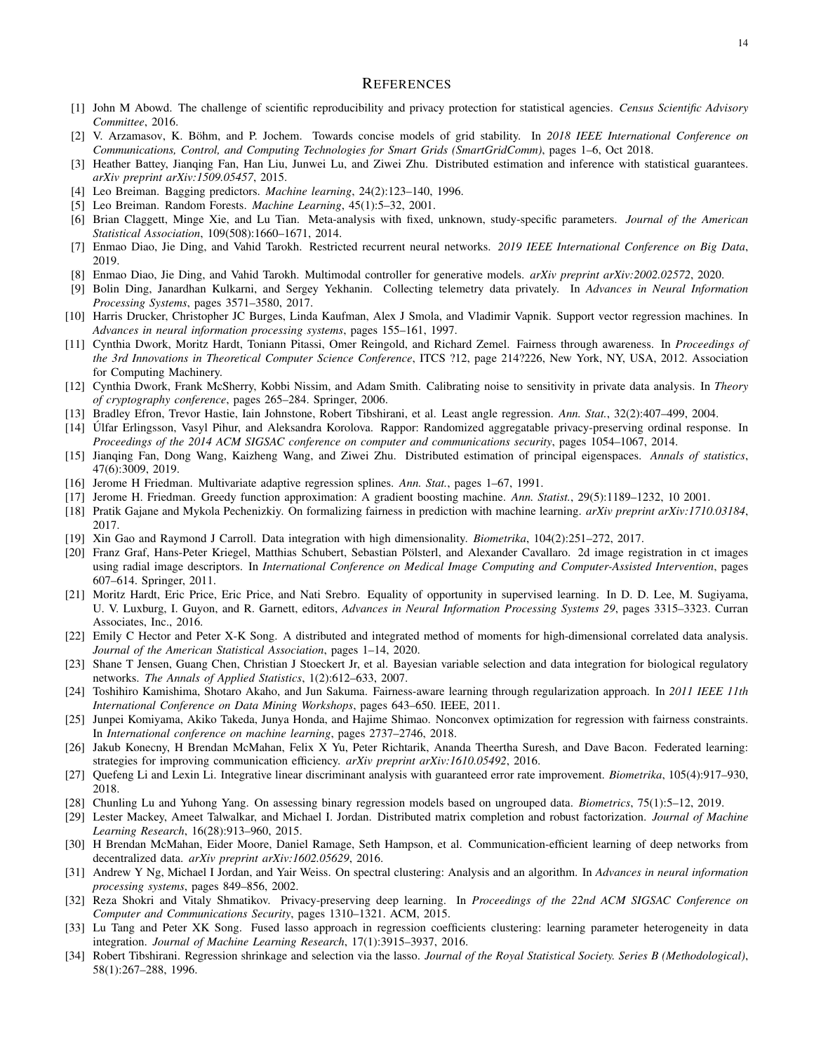# REFERENCES

[1] John M Abowd. The challenge of scientific reproducibility and privacy protection for statistical agencies. *Census Scientific Advisory Committee*, 2016.

[2] V. Arzamasov, K. Böhm, and P. Jochem. Towards concise models of grid stability. In *2018 IEEE International Conference on Communications, Control, and Computing Technologies for Smart Grids (SmartGridComm)*, pages 1–6, Oct 2018.

[3] Heather Battey, Jianqing Fan, Han Liu, Junwei Lu, and Ziwei Zhu. Distributed estimation and inference with statistical guarantees. *arXiv preprint arXiv:1509.05457*, 2015.

[4] Leo Breiman. Bagging predictors. *Machine learning*, 24(2):123–140, 1996.

[5] Leo Breiman. Random Forests. *Machine Learning*, 45(1):5–32, 2001.

[6] Brian Claggett, Minge Xie, and Lu Tian. Meta-analysis with fixed, unknown, study-specific parameters. *Journal of the American Statistical Association*, 109(508):1660–1671, 2014.

[7] Enmao Diao, Jie Ding, and Vahid Tarokh. Restricted recurrent neural networks. *2019 IEEE International Conference on Big Data*, 2019.

[8] Enmao Diao, Jie Ding, and Vahid Tarokh. Multimodal controller for generative models. *arXiv preprint arXiv:2002.02572*, 2020.

[9] Bolin Ding, Janardhan Kulkarni, and Sergey Yekhanin. Collecting telemetry data privately. In *Advances in Neural Information Processing Systems*, pages 3571–3580, 2017.

[10] Harris Drucker, Christopher JC Burges, Linda Kaufman, Alex J Smola, and Vladimir Vapnik. Support vector regression machines. In *Advances in neural information processing systems*, pages 155–161, 1997.

[11] Cynthia Dwork, Moritz Hardt, Toniann Pitassi, Omer Reingold, and Richard Zemel. Fairness through awareness. In *Proceedings of the 3rd Innovations in Theoretical Computer Science Conference*, ITCS ?12, page 214?226, New York, NY, USA, 2012. Association for Computing Machinery.

[12] Cynthia Dwork, Frank McSherry, Kobbi Nissim, and Adam Smith. Calibrating noise to sensitivity in private data analysis. In *Theory of cryptography conference*, pages 265–284. Springer, 2006.

[13] Bradley Efron, Trevor Hastie, Iain Johnstone, Robert Tibshirani, et al. Least angle regression. *Ann. Stat.*, 32(2):407–499, 2004.

[14] Úlfar Erlingsson, Vasyl Pihur, and Aleksandra Korolova. Rappor: Randomized aggregatable privacy-preserving ordinal response. In *Proceedings of the 2014 ACM SIGSAC conference on computer and communications security*, pages 1054–1067, 2014.

[15] Jianqing Fan, Dong Wang, Kaizheng Wang, and Ziwei Zhu. Distributed estimation of principal eigenspaces. *Annals of statistics*, 47(6):3009, 2019.

[16] Jerome H Friedman. Multivariate adaptive regression splines. *Ann. Stat.*, pages 1–67, 1991.

[17] Jerome H. Friedman. Greedy function approximation: A gradient boosting machine. *Ann. Statist.*, 29(5):1189–1232, 10 2001.

[18] Pratik Gajane and Mykola Pechenizkiy. On formalizing fairness in prediction with machine learning. *arXiv preprint arXiv:1710.03184*, 2017.

[19] Xin Gao and Raymond J Carroll. Data integration with high dimensionality. *Biometrika*, 104(2):251–272, 2017.

[20] Franz Graf, Hans-Peter Kriegel, Matthias Schubert, Sebastian Pölsterl, and Alexander Cavallaro. 2d image registration in ct images using radial image descriptors. In *International Conference on Medical Image Computing and Computer-Assisted Intervention*, pages 607–614. Springer, 2011.

[21] Moritz Hardt, Eric Price, Eric Price, and Nati Srebro. Equality of opportunity in supervised learning. In D. D. Lee, M. Sugiyama, U. V. Luxburg, I. Guyon, and R. Garnett, editors, *Advances in Neural Information Processing Systems 29*, pages 3315–3323. Curran Associates, Inc., 2016.

[22] Emily C Hector and Peter X-K Song. A distributed and integrated method of moments for high-dimensional correlated data analysis. *Journal of the American Statistical Association*, pages 1–14, 2020.

[23] Shane T Jensen, Guang Chen, Christian J Stoeckert Jr, et al. Bayesian variable selection and data integration for biological regulatory networks. *The Annals of Applied Statistics*, 1(2):612–633, 2007.

[24] Toshihiro Kamishima, Shotaro Akaho, and Jun Sakuma. Fairness-aware learning through regularization approach. In *2011 IEEE 11th International Conference on Data Mining Workshops*, pages 643–650. IEEE, 2011.

[25] Junpei Komiyama, Akiko Takeda, Junya Honda, and Hajime Shimao. Nonconvex optimization for regression with fairness constraints. In *International conference on machine learning*, pages 2737–2746, 2018.

[26] Jakub Konecny, H Brendan McMahan, Felix X Yu, Peter Richtarik, Ananda Theertha Suresh, and Dave Bacon. Federated learning: strategies for improving communication efficiency. *arXiv preprint arXiv:1610.05492*, 2016.

[27] Quefeng Li and Lexin Li. Integrative linear discriminant analysis with guaranteed error rate improvement. *Biometrika*, 105(4):917–930, 2018.

[28] Chunling Lu and Yuhong Yang. On assessing binary regression models based on ungrouped data. *Biometrics*, 75(1):5–12, 2019.

[29] Lester Mackey, Ameet Talwalkar, and Michael I. Jordan. Distributed matrix completion and robust factorization. *Journal of Machine Learning Research*, 16(28):913–960, 2015.

[30] H Brendan McMahan, Eider Moore, Daniel Ramage, Seth Hampson, et al. Communication-efficient learning of deep networks from decentralized data. *arXiv preprint arXiv:1602.05629*, 2016.

[31] Andrew Y Ng, Michael I Jordan, and Yair Weiss. On spectral clustering: Analysis and an algorithm. In *Advances in neural information processing systems*, pages 849–856, 2002.

[32] Reza Shokri and Vitaly Shmatikov. Privacy-preserving deep learning. In *Proceedings of the 22nd ACM SIGSAC Conference on Computer and Communications Security*, pages 1310–1321. ACM, 2015.

[33] Lu Tang and Peter XK Song. Fused lasso approach in regression coefficients clustering: learning parameter heterogeneity in data integration. *Journal of Machine Learning Research*, 17(1):3915–3937, 2016.

[34] Robert Tibshirani. Regression shrinkage and selection via the lasso. *Journal of the Royal Statistical Society. Series B (Methodological)*, 58(1):267–288, 1996.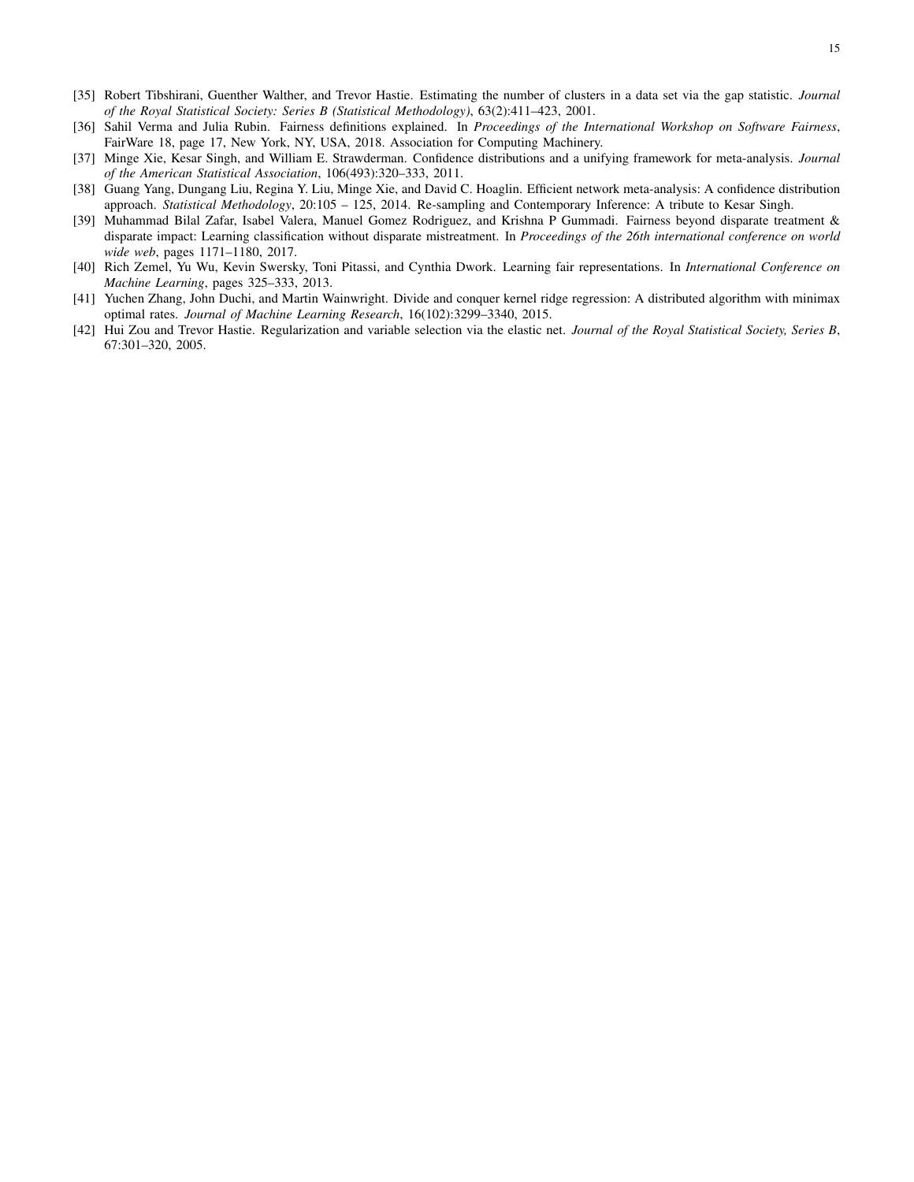[35] Robert Tibshirani, Guenther Walther, and Trevor Hastie. Estimating the number of clusters in a data set via the gap statistic. *Journal of the Royal Statistical Society: Series B (Statistical Methodology)*, 63(2):411–423, 2001.

[36] Sahil Verma and Julia Rubin. Fairness definitions explained. In *Proceedings of the International Workshop on Software Fairness*, FairWare 18, page 17, New York, NY, USA, 2018. Association for Computing Machinery.

[37] Minge Xie, Kesar Singh, and William E. Strawderman. Confidence distributions and a unifying framework for meta-analysis. *Journal of the American Statistical Association*, 106(493):320–333, 2011.

[38] Guang Yang, Dungang Liu, Regina Y. Liu, Minge Xie, and David C. Hoaglin. Efficient network meta-analysis: A confidence distribution approach. *Statistical Methodology*, 20:105 – 125, 2014. Re-sampling and Contemporary Inference: A tribute to Kesar Singh.

[39] Muhammad Bilal Zafar, Isabel Valera, Manuel Gomez Rodriguez, and Krishna P Gummadi. Fairness beyond disparate treatment & disparate impact: Learning classification without disparate mistreatment. In *Proceedings of the 26th international conference on world wide web*, pages 1171–1180, 2017.

[40] Rich Zemel, Yu Wu, Kevin Swersky, Toni Pitassi, and Cynthia Dwork. Learning fair representations. In *International Conference on Machine Learning*, pages 325–333, 2013.

[41] Yuchen Zhang, John Duchi, and Martin Wainwright. Divide and conquer kernel ridge regression: A distributed algorithm with minimax optimal rates. *Journal of Machine Learning Research*, 16(102):3299–3340, 2015.

[42] Hui Zou and Trevor Hastie. Regularization and variable selection via the elastic net. *Journal of the Royal Statistical Society, Series B*, 67:301–320, 2005.